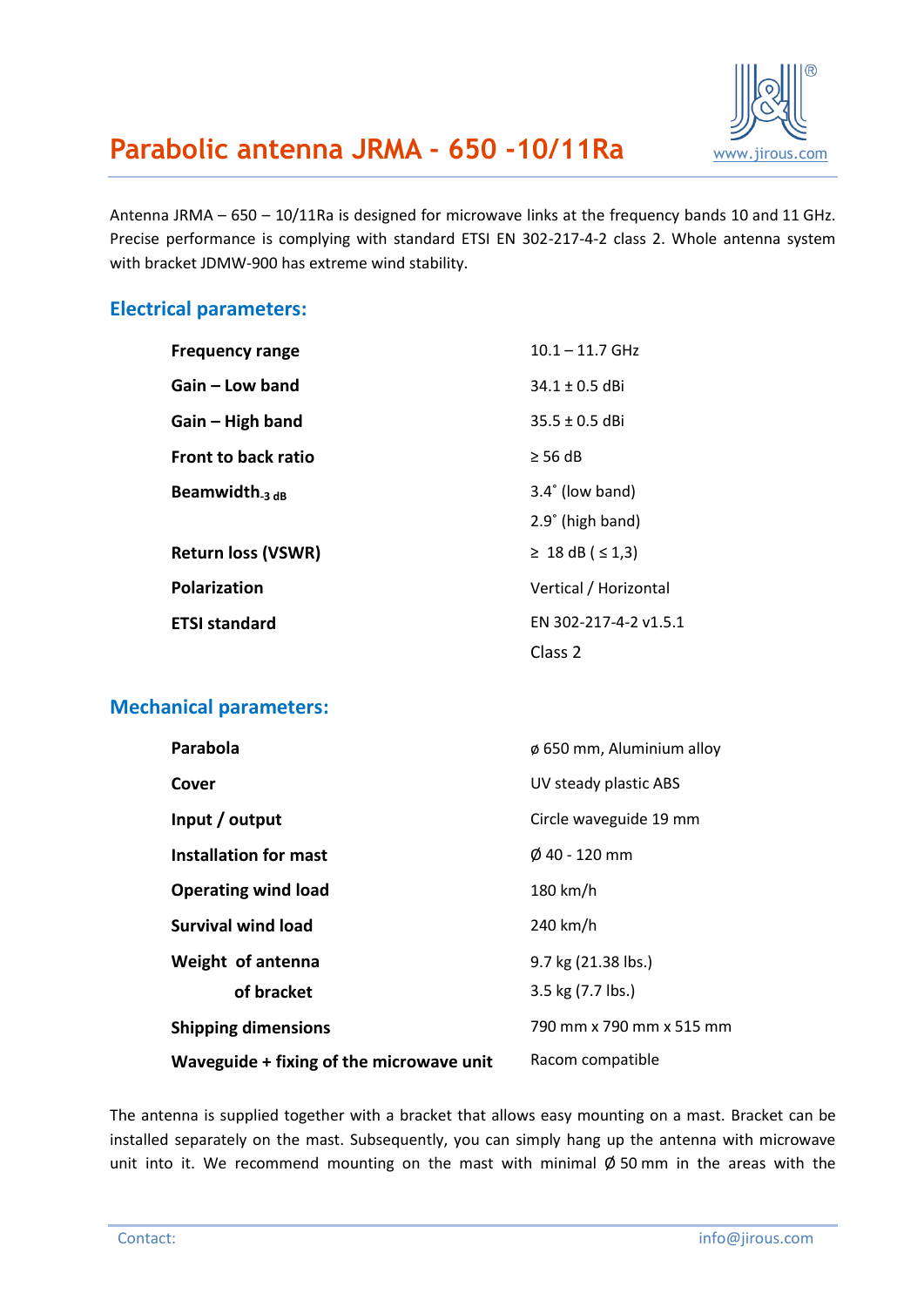# Parabolic antenna JRMA - 650 -10/11Ra

www.jirous.com

Antenna JRMA – 650 – 10/11Ra is designed for microwave links at the frequency bands 10 and 11 GHz. Precise performance is complying with standard ETSI EN 302-217-4-2 class 2. Whole antenna system with bracket JDMW-900 has extreme wind stability.

## Electrical parameters:

| | |
|---|---|
| **Frequency range** | 10.1 – 11.7 GHz |
| **Gain – Low band** | 34.1 ± 0.5 dBi |
| **Gain – High band** | 35.5 ± 0.5 dBi |
| **Front to back ratio** | ≥ 56 dB |
| **Beamwidth$_{-3\ dB}$** | 3.4˚ (low band)<br>2.9˚ (high band) |
| **Return loss (VSWR)** | ≥ 18 dB ( ≤ 1,3) |
| **Polarization** | Vertical / Horizontal |
| **ETSI standard** | EN 302-217-4-2 v1.5.1<br>Class 2 |

## Mechanical parameters:

| | |
|---|---|
| **Parabola** | ø 650 mm, Aluminium alloy |
| **Cover** | UV steady plastic ABS |
| **Input / output** | Circle waveguide 19 mm |
| **Installation for mast** | Ø 40 - 120 mm |
| **Operating wind load** | 180 km/h |
| **Survival wind load** | 240 km/h |
| **Weight of antenna** | 9.7 kg (21.38 lbs.) |
| **of bracket** | 3.5 kg (7.7 lbs.) |
| **Shipping dimensions** | 790 mm x 790 mm x 515 mm |
| **Waveguide + fixing of the microwave unit** | Racom compatible |

The antenna is supplied together with a bracket that allows easy mounting on a mast. Bracket can be installed separately on the mast. Subsequently, you can simply hang up the antenna with microwave unit into it. We recommend mounting on the mast with minimal Ø 50 mm in the areas with the

Contact: info@jirous.com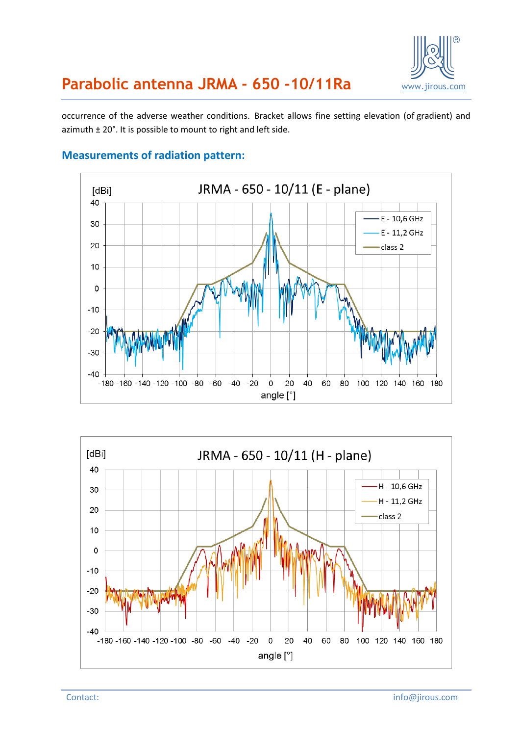occurrence of the adverse weather conditions. Bracket allows fine setting elevation (of gradient) and azimuth ± 20°. It is possible to mount to right and left side.

## Measurements of radiation pattern:

JRMA - 650 - 10/11 (E - plane)

[dBi]

E - 10,6 GHz
E - 11,2 GHz
class 2

angle [°]

JRMA - 650 - 10/11 (H - plane)

[dBi]

H - 10,6 GHz
H - 11,2 GHz
class 2

angle [°]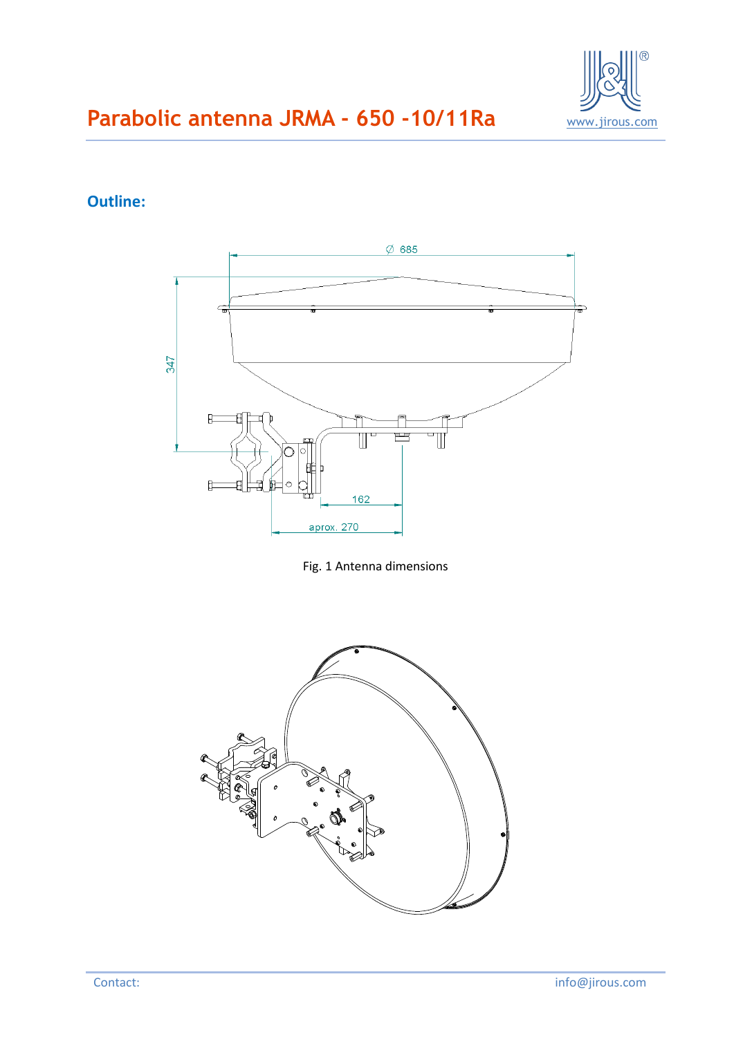# Parabolic antenna JRMA - 650 -10/11Ra

## Outline:

Fig. 1 Antenna dimensions

Contact: info@jirous.com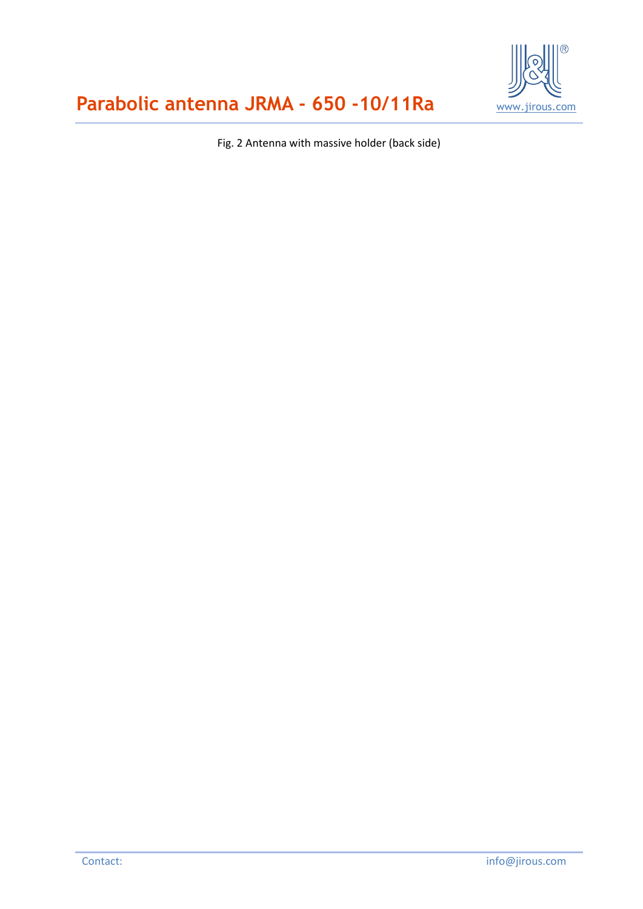Fig. 2 Antenna with massive holder (back side)